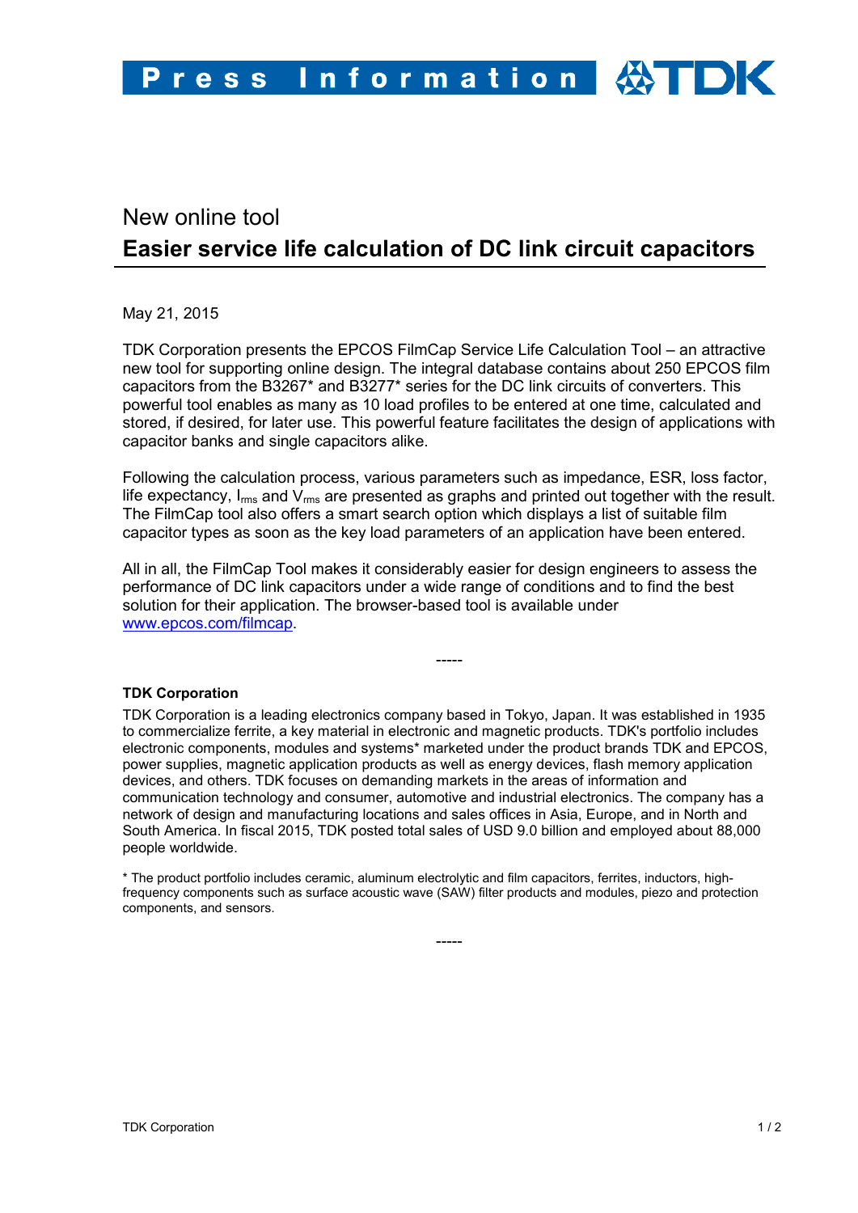Press Information TDK

New online tool

# Easier service life calculation of DC link circuit capacitors

May 21, 2015

TDK Corporation presents the EPCOS FilmCap Service Life Calculation Tool – an attractive new tool for supporting online design. The integral database contains about 250 EPCOS film capacitors from the B3267* and B3277* series for the DC link circuits of converters. This powerful tool enables as many as 10 load profiles to be entered at one time, calculated and stored, if desired, for later use. This powerful feature facilitates the design of applications with capacitor banks and single capacitors alike.

Following the calculation process, various parameters such as impedance, ESR, loss factor, life expectancy, $I_{rms}$ and $V_{rms}$ are presented as graphs and printed out together with the result. The FilmCap tool also offers a smart search option which displays a list of suitable film capacitor types as soon as the key load parameters of an application have been entered.

All in all, the FilmCap Tool makes it considerably easier for design engineers to assess the performance of DC link capacitors under a wide range of conditions and to find the best solution for their application. The browser-based tool is available under [www.epcos.com/filmcap](http://www.epcos.com/filmcap).

-----

**TDK Corporation**

TDK Corporation is a leading electronics company based in Tokyo, Japan. It was established in 1935 to commercialize ferrite, a key material in electronic and magnetic products. TDK's portfolio includes electronic components, modules and systems* marketed under the product brands TDK and EPCOS, power supplies, magnetic application products as well as energy devices, flash memory application devices, and others. TDK focuses on demanding markets in the areas of information and communication technology and consumer, automotive and industrial electronics. The company has a network of design and manufacturing locations and sales offices in Asia, Europe, and in North and South America. In fiscal 2015, TDK posted total sales of USD 9.0 billion and employed about 88,000 people worldwide.

* The product portfolio includes ceramic, aluminum electrolytic and film capacitors, ferrites, inductors, high-frequency components such as surface acoustic wave (SAW) filter products and modules, piezo and protection components, and sensors.

-----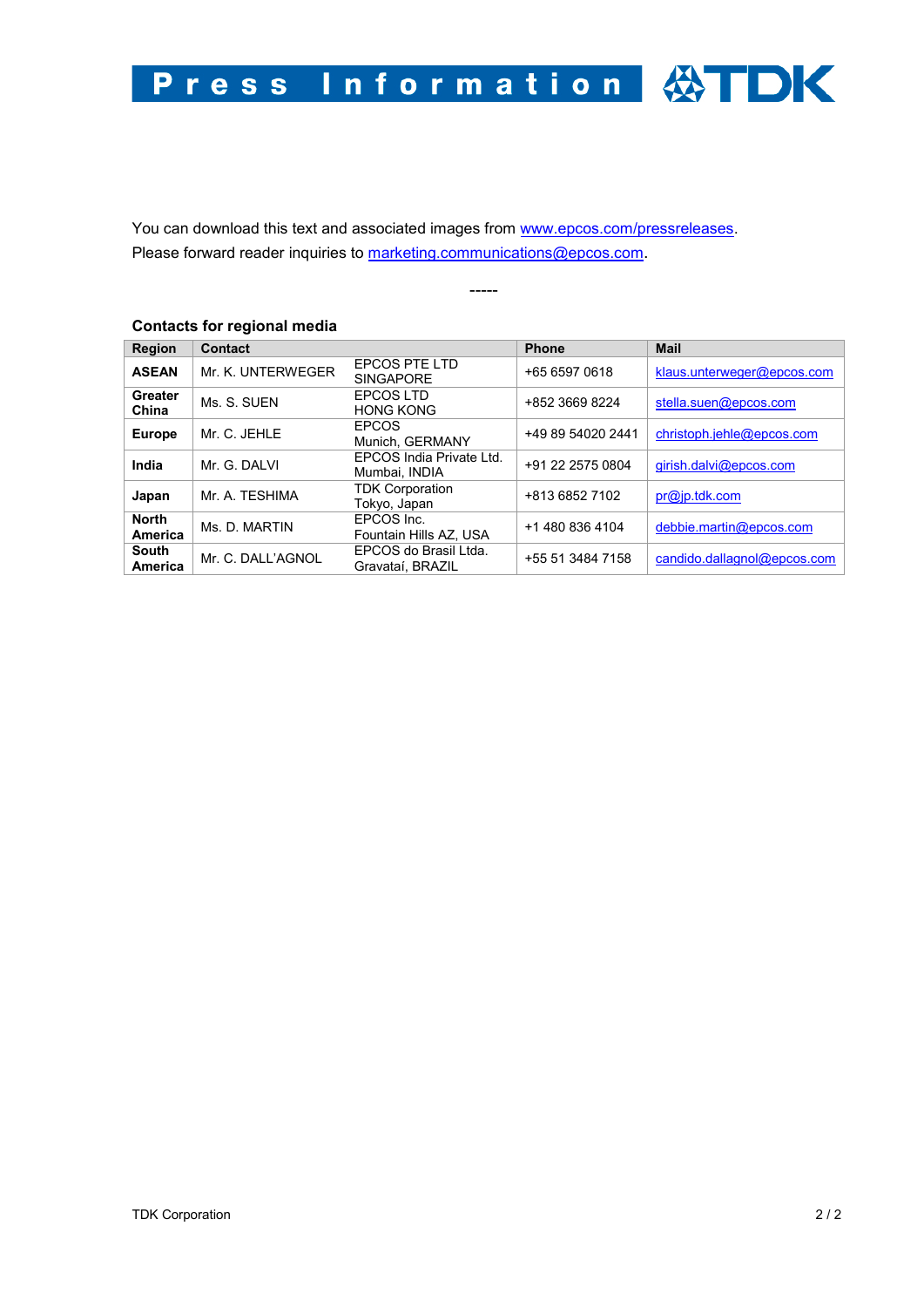You can download this text and associated images from www.epcos.com/pressreleases.
Please forward reader inquiries to marketing.communications@epcos.com.

-----

**Contacts for regional media**

| Region | Contact | | Phone | Mail |
|---|---|---|---|---|
| **ASEAN** | Mr. K. UNTERWEGER | EPCOS PTE LTD SINGAPORE | +65 6597 0618 | klaus.unterweger@epcos.com |
| **Greater China** | Ms. S. SUEN | EPCOS LTD HONG KONG | +852 3669 8224 | stella.suen@epcos.com |
| **Europe** | Mr. C. JEHLE | EPCOS Munich, GERMANY | +49 89 54020 2441 | christoph.jehle@epcos.com |
| **India** | Mr. G. DALVI | EPCOS India Private Ltd. Mumbai, INDIA | +91 22 2575 0804 | girish.dalvi@epcos.com |
| **Japan** | Mr. A. TESHIMA | TDK Corporation Tokyo, Japan | +813 6852 7102 | pr@jp.tdk.com |
| **North America** | Ms. D. MARTIN | EPCOS Inc. Fountain Hills AZ, USA | +1 480 836 4104 | debbie.martin@epcos.com |
| **South America** | Mr. C. DALL'AGNOL | EPCOS do Brasil Ltda. Gravataí, BRAZIL | +55 51 3484 7158 | candido.dallagnol@epcos.com |